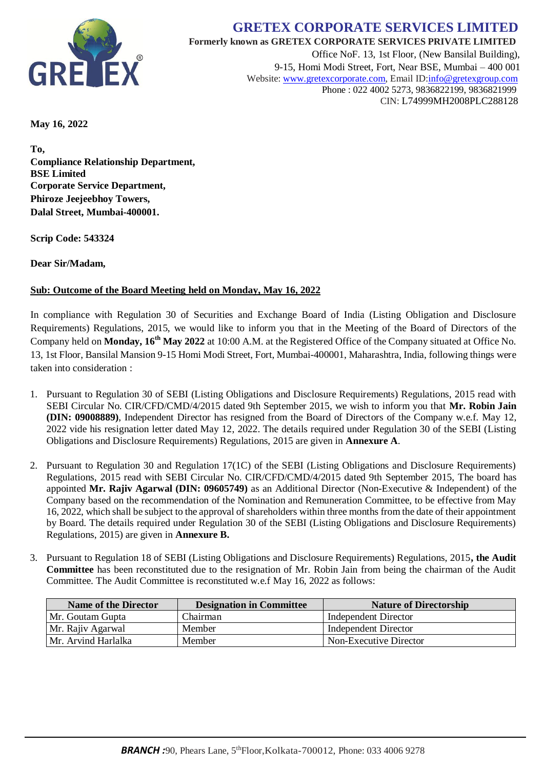# GRETEX CORPORATE SERVICES LIMITED

**Formerly known as GRETEX CORPORATE SERVICES PRIVATE LIMITED**

Office NoF. 13, 1st Floor, (New Bansilal Building),
9-15, Homi Modi Street, Fort, Near BSE, Mumbai – 400 001
Website: www.gretexcorporate.com, Email ID:info@gretexgroup.com
Phone : 022 4002 5273, 9836822199, 9836821999
CIN: L74999MH2008PLC288128

**May 16, 2022**

**To,**
**Compliance Relationship Department,**
**BSE Limited**
**Corporate Service Department,**
**Phiroze Jeejeebhoy Towers,**
**Dalal Street, Mumbai-400001.**

**Scrip Code: 543324**

**Dear Sir/Madam,**

**Sub: Outcome of the Board Meeting held on Monday, May 16, 2022**

In compliance with Regulation 30 of Securities and Exchange Board of India (Listing Obligation and Disclosure Requirements) Regulations, 2015, we would like to inform you that in the Meeting of the Board of Directors of the Company held on **Monday, 16th May 2022** at 10:00 A.M. at the Registered Office of the Company situated at Office No. 13, 1st Floor, Bansilal Mansion 9-15 Homi Modi Street, Fort, Mumbai-400001, Maharashtra, India, following things were taken into consideration :

1. Pursuant to Regulation 30 of SEBI (Listing Obligations and Disclosure Requirements) Regulations, 2015 read with SEBI Circular No. CIR/CFD/CMD/4/2015 dated 9th September 2015, we wish to inform you that **Mr. Robin Jain (DIN: 09008889)**, Independent Director has resigned from the Board of Directors of the Company w.e.f. May 12, 2022 vide his resignation letter dated May 12, 2022. The details required under Regulation 30 of the SEBI (Listing Obligations and Disclosure Requirements) Regulations, 2015 are given in **Annexure A**.

2. Pursuant to Regulation 30 and Regulation 17(1C) of the SEBI (Listing Obligations and Disclosure Requirements) Regulations, 2015 read with SEBI Circular No. CIR/CFD/CMD/4/2015 dated 9th September 2015, The board has appointed **Mr. Rajiv Agarwal (DIN: 09605749)** as an Additional Director (Non-Executive & Independent) of the Company based on the recommendation of the Nomination and Remuneration Committee, to be effective from May 16, 2022, which shall be subject to the approval of shareholders within three months from the date of their appointment by Board. The details required under Regulation 30 of the SEBI (Listing Obligations and Disclosure Requirements) Regulations, 2015) are given in **Annexure B.**

3. Pursuant to Regulation 18 of SEBI (Listing Obligations and Disclosure Requirements) Regulations, 2015**, the Audit Committee** has been reconstituted due to the resignation of Mr. Robin Jain from being the chairman of the Audit Committee. The Audit Committee is reconstituted w.e.f May 16, 2022 as follows:

| Name of the Director | Designation in Committee | Nature of Directorship |
|---|---|---|
| Mr. Goutam Gupta | Chairman | Independent Director |
| Mr. Rajiv Agarwal | Member | Independent Director |
| Mr. Arvind Harlalka | Member | Non-Executive Director |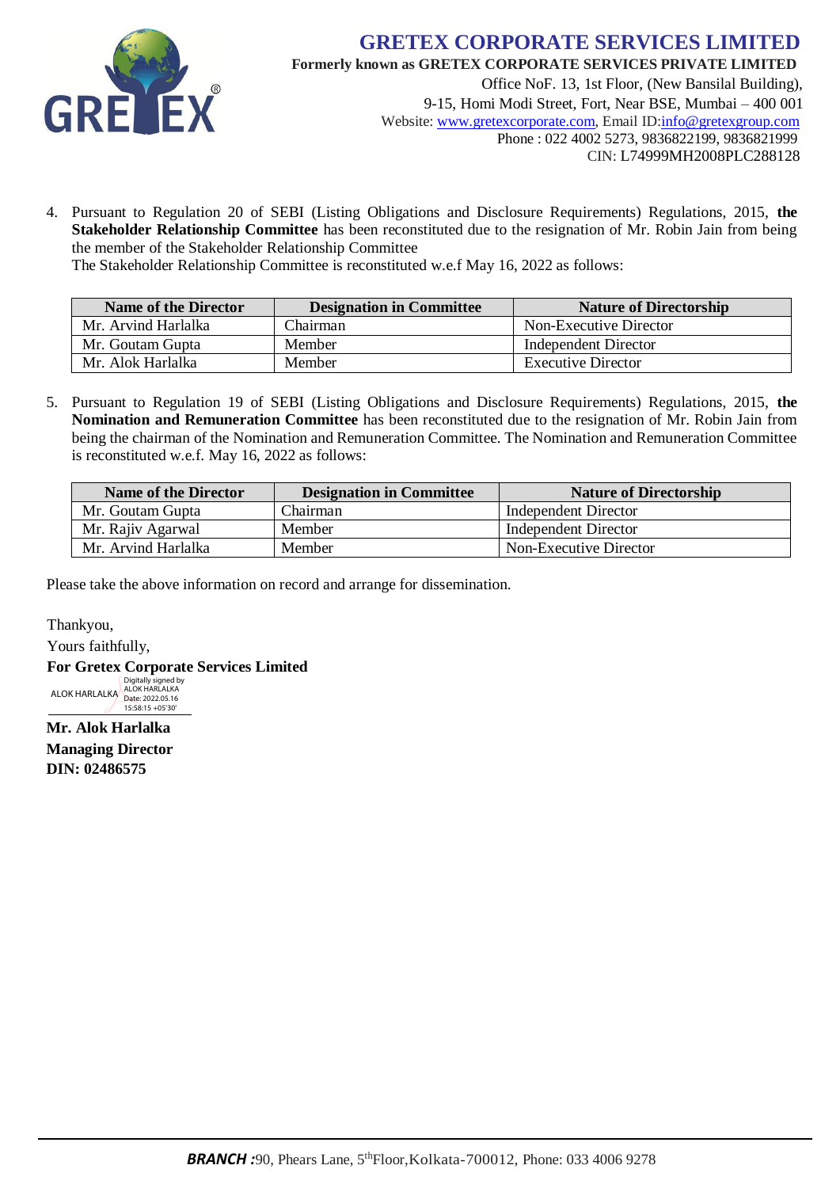# GRETEX CORPORATE SERVICES LIMITED

**Formerly known as GRETEX CORPORATE SERVICES PRIVATE LIMITED**

Office NoF. 13, 1st Floor, (New Bansilal Building),
9-15, Homi Modi Street, Fort, Near BSE, Mumbai – 400 001
Website: www.gretexcorporate.com, Email ID:info@gretexgroup.com
Phone : 022 4002 5273, 9836822199, 9836821999
CIN: L74999MH2008PLC288128

4. Pursuant to Regulation 20 of SEBI (Listing Obligations and Disclosure Requirements) Regulations, 2015, **the Stakeholder Relationship Committee** has been reconstituted due to the resignation of Mr. Robin Jain from being the member of the Stakeholder Relationship Committee
The Stakeholder Relationship Committee is reconstituted w.e.f May 16, 2022 as follows:

| Name of the Director | Designation in Committee | Nature of Directorship |
|---|---|---|
| Mr. Arvind Harlalka | Chairman | Non-Executive Director |
| Mr. Goutam Gupta | Member | Independent Director |
| Mr. Alok Harlalka | Member | Executive Director |

5. Pursuant to Regulation 19 of SEBI (Listing Obligations and Disclosure Requirements) Regulations, 2015, **the Nomination and Remuneration Committee** has been reconstituted due to the resignation of Mr. Robin Jain from being the chairman of the Nomination and Remuneration Committee. The Nomination and Remuneration Committee is reconstituted w.e.f. May 16, 2022 as follows:

| Name of the Director | Designation in Committee | Nature of Directorship |
|---|---|---|
| Mr. Goutam Gupta | Chairman | Independent Director |
| Mr. Rajiv Agarwal | Member | Independent Director |
| Mr. Arvind Harlalka | Member | Non-Executive Director |

Please take the above information on record and arrange for dissemination.

Thankyou,

Yours faithfully,

**For Gretex Corporate Services Limited**

ALOK HARLALKA Digitally signed by ALOK HARLALKA Date: 2022.05.16 15:58:15 +05'30'

**Mr. Alok Harlalka**
**Managing Director**
**DIN: 02486575**

***BRANCH :***90, Phears Lane, 5th Floor, Kolkata-700012, Phone: 033 4006 9278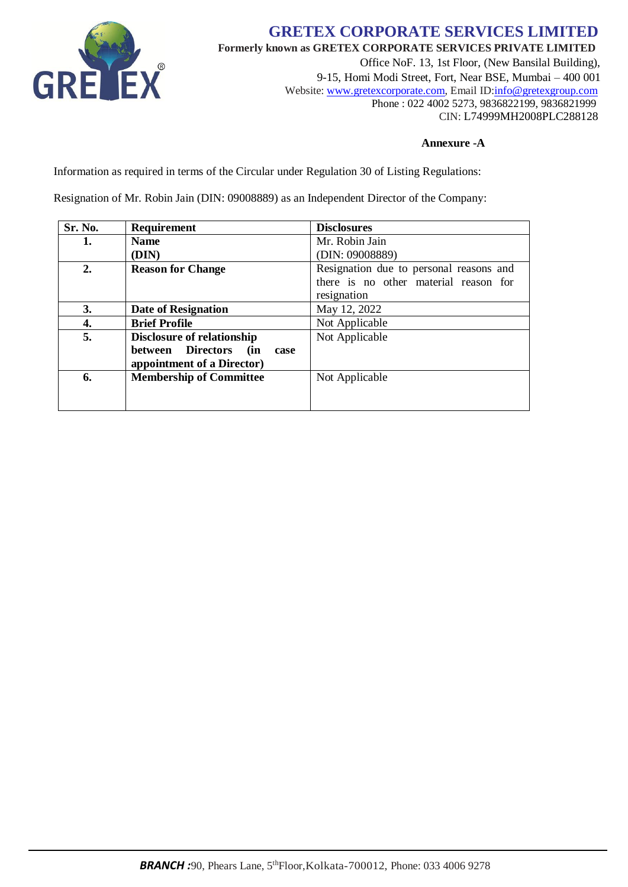# GRETEX CORPORATE SERVICES LIMITED

**Formerly known as GRETEX CORPORATE SERVICES PRIVATE LIMITED**

Office NoF. 13, 1st Floor, (New Bansilal Building),
9-15, Homi Modi Street, Fort, Near BSE, Mumbai – 400 001
Website: www.gretexcorporate.com, Email ID:info@gretexgroup.com
Phone : 022 4002 5273, 9836822199, 9836821999
CIN: L74999MH2008PLC288128

**Annexure -A**

Information as required in terms of the Circular under Regulation 30 of Listing Regulations:

Resignation of Mr. Robin Jain (DIN: 09008889) as an Independent Director of the Company:

| Sr. No. | Requirement | Disclosures |
|---|---|---|
| **1.** | **Name (DIN)** | Mr. Robin Jain (DIN: 09008889) |
| **2.** | **Reason for Change** | Resignation due to personal reasons and there is no other material reason for resignation |
| **3.** | **Date of Resignation** | May 12, 2022 |
| **4.** | **Brief Profile** | Not Applicable |
| **5.** | **Disclosure of relationship between Directors (in case appointment of a Director)** | Not Applicable |
| **6.** | **Membership of Committee** | Not Applicable |

***BRANCH :***90, Phears Lane, 5thFloor,Kolkata-700012, Phone: 033 4006 9278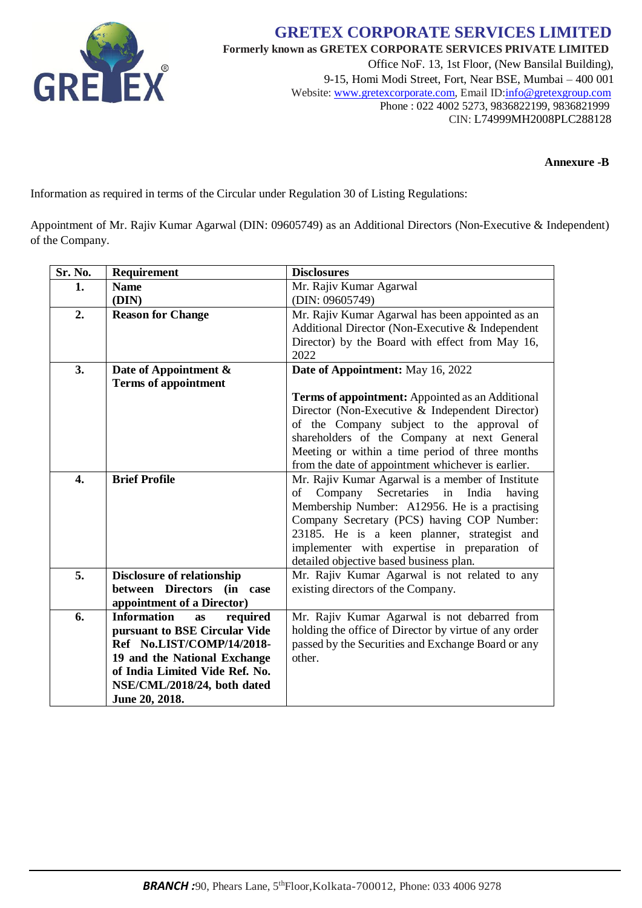# GRETEX CORPORATE SERVICES LIMITED

**Formerly known as GRETEX CORPORATE SERVICES PRIVATE LIMITED**

Office NoF. 13, 1st Floor, (New Bansilal Building),
9-15, Homi Modi Street, Fort, Near BSE, Mumbai – 400 001
Website: www.gretexcorporate.com, Email ID:info@gretexgroup.com
Phone : 022 4002 5273, 9836822199, 9836821999
CIN: L74999MH2008PLC288128

**Annexure -B**

Information as required in terms of the Circular under Regulation 30 of Listing Regulations:

Appointment of Mr. Rajiv Kumar Agarwal (DIN: 09605749) as an Additional Directors (Non-Executive & Independent) of the Company.

| Sr. No. | Requirement | Disclosures |
|---|---|---|
| **1.** | **Name (DIN)** | Mr. Rajiv Kumar Agarwal (DIN: 09605749) |
| **2.** | **Reason for Change** | Mr. Rajiv Kumar Agarwal has been appointed as an Additional Director (Non-Executive & Independent Director) by the Board with effect from May 16, 2022 |
| **3.** | **Date of Appointment & Terms of appointment** | **Date of Appointment:** May 16, 2022<br><br>**Terms of appointment:** Appointed as an Additional Director (Non-Executive & Independent Director) of the Company subject to the approval of shareholders of the Company at next General Meeting or within a time period of three months from the date of appointment whichever is earlier. |
| **4.** | **Brief Profile** | Mr. Rajiv Kumar Agarwal is a member of Institute of Company Secretaries in India having Membership Number: A12956. He is a practising Company Secretary (PCS) having COP Number: 23185. He is a keen planner, strategist and implementer with expertise in preparation of detailed objective based business plan. |
| **5.** | **Disclosure of relationship between Directors (in case appointment of a Director)** | Mr. Rajiv Kumar Agarwal is not related to any existing directors of the Company. |
| **6.** | **Information as required pursuant to BSE Circular Vide Ref No.LIST/COMP/14/2018-19 and the National Exchange of India Limited Vide Ref. No. NSE/CML/2018/24, both dated June 20, 2018.** | Mr. Rajiv Kumar Agarwal is not debarred from holding the office of Director by virtue of any order passed by the Securities and Exchange Board or any other. |

***BRANCH :***90, Phears Lane, 5th Floor,Kolkata-700012, Phone: 033 4006 9278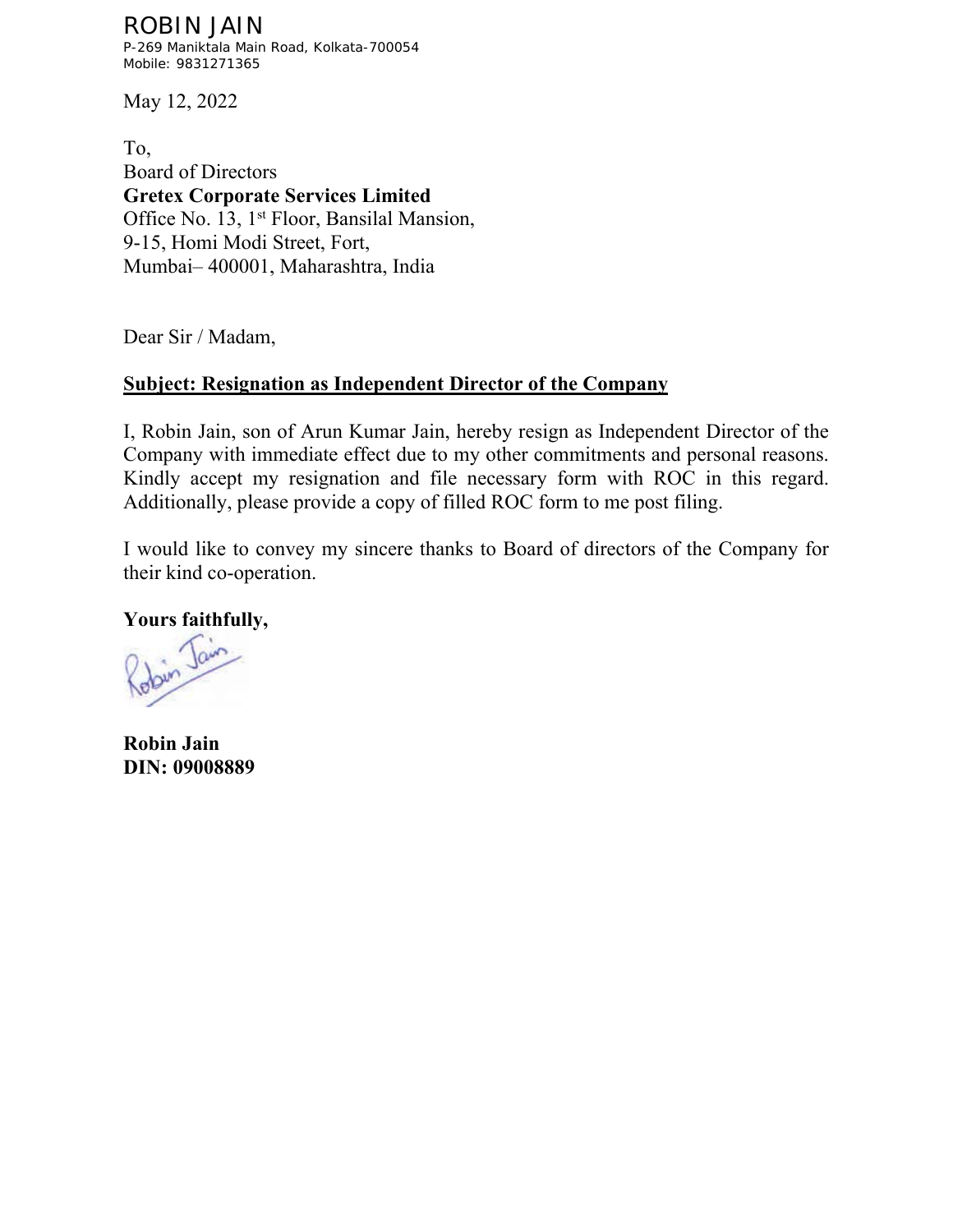ROBIN JAIN
P-269 Maniktala Main Road, Kolkata-700054
Mobile: 9831271365

May 12, 2022

To,
Board of Directors
**Gretex Corporate Services Limited**
Office No. 13, 1st Floor, Bansilal Mansion,
9-15, Homi Modi Street, Fort,
Mumbai– 400001, Maharashtra, India

Dear Sir / Madam,

**Subject: Resignation as Independent Director of the Company**

I, Robin Jain, son of Arun Kumar Jain, hereby resign as Independent Director of the Company with immediate effect due to my other commitments and personal reasons. Kindly accept my resignation and file necessary form with ROC in this regard. Additionally, please provide a copy of filled ROC form to me post filing.

I would like to convey my sincere thanks to Board of directors of the Company for their kind co-operation.

**Yours faithfully,**

Robin Jain

**Robin Jain**
**DIN: 09008889**